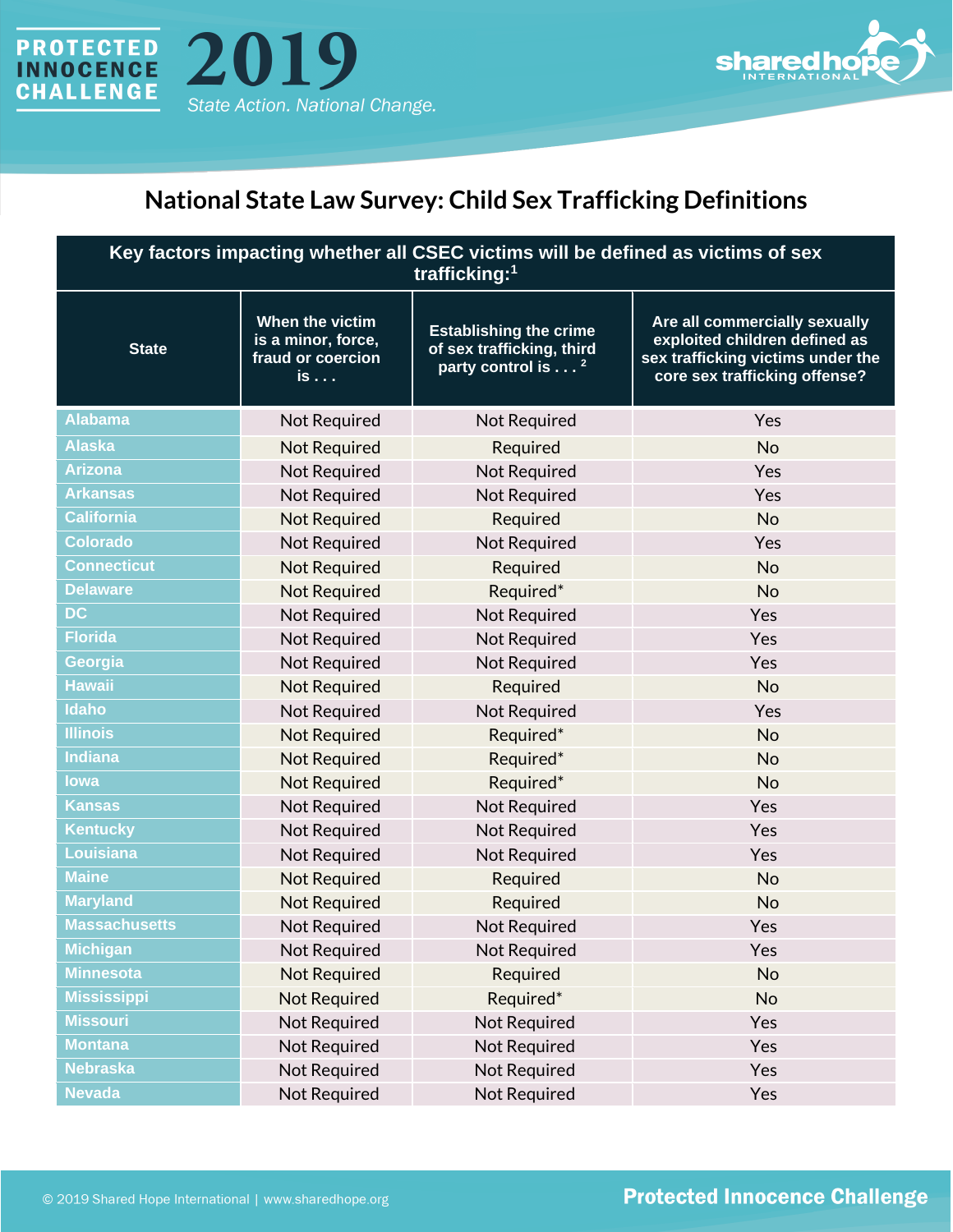PROTECTED INNOCENCE CHALLENGE

# 2019

*State Action. National Change.*

## National State Law Survey: Child Sex Trafficking Definitions

| Key factors impacting whether all CSEC victims will be defined as victims of sex trafficking:[1] | | | |
|---|---|---|---|
| **State** | **When the victim is a minor, force, fraud or coercion is . . .** | **Establishing the crime of sex trafficking, third party control is . . .[2]** | **Are all commercially sexually exploited children defined as sex trafficking victims under the core sex trafficking offense?** |
| Alabama | Not Required | Not Required | Yes |
| Alaska | Not Required | Required | No |
| Arizona | Not Required | Not Required | Yes |
| Arkansas | Not Required | Not Required | Yes |
| California | Not Required | Required | No |
| Colorado | Not Required | Not Required | Yes |
| Connecticut | Not Required | Required | No |
| Delaware | Not Required | Required* | No |
| DC | Not Required | Not Required | Yes |
| Florida | Not Required | Not Required | Yes |
| Georgia | Not Required | Not Required | Yes |
| Hawaii | Not Required | Required | No |
| Idaho | Not Required | Not Required | Yes |
| Illinois | Not Required | Required* | No |
| Indiana | Not Required | Required* | No |
| Iowa | Not Required | Required* | No |
| Kansas | Not Required | Not Required | Yes |
| Kentucky | Not Required | Not Required | Yes |
| Louisiana | Not Required | Not Required | Yes |
| Maine | Not Required | Required | No |
| Maryland | Not Required | Required | No |
| Massachusetts | Not Required | Not Required | Yes |
| Michigan | Not Required | Not Required | Yes |
| Minnesota | Not Required | Required | No |
| Mississippi | Not Required | Required* | No |
| Missouri | Not Required | Not Required | Yes |
| Montana | Not Required | Not Required | Yes |
| Nebraska | Not Required | Not Required | Yes |
| Nevada | Not Required | Not Required | Yes |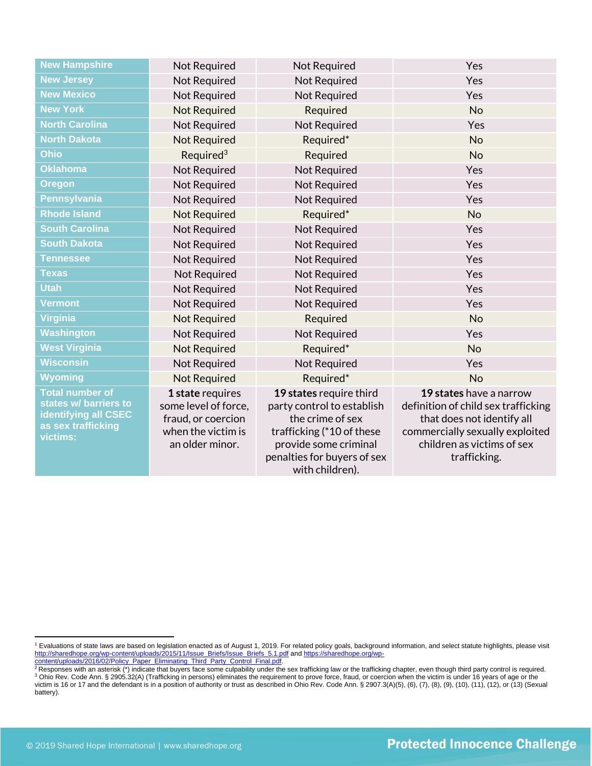| | | | |
|---|---|---|---|
| New Hampshire | Not Required | Not Required | Yes |
| New Jersey | Not Required | Not Required | Yes |
| New Mexico | Not Required | Not Required | Yes |
| New York | Not Required | Required | No |
| North Carolina | Not Required | Not Required | Yes |
| North Dakota | Not Required | Required* | No |
| Ohio | Required[3] | Required | No |
| Oklahoma | Not Required | Not Required | Yes |
| Oregon | Not Required | Not Required | Yes |
| Pennsylvania | Not Required | Not Required | Yes |
| Rhode Island | Not Required | Required* | No |
| South Carolina | Not Required | Not Required | Yes |
| South Dakota | Not Required | Not Required | Yes |
| Tennessee | Not Required | Not Required | Yes |
| Texas | Not Required | Not Required | Yes |
| Utah | Not Required | Not Required | Yes |
| Vermont | Not Required | Not Required | Yes |
| Virginia | Not Required | Required | No |
| Washington | Not Required | Not Required | Yes |
| West Virginia | Not Required | Required* | No |
| Wisconsin | Not Required | Not Required | Yes |
| Wyoming | Not Required | Required* | No |
| **Total number of states w/ barriers to identifying all CSEC as sex trafficking victims:** | **1 state** requires some level of force, fraud, or coercion when the victim is an older minor. | **19 states** require third party control to establish the crime of sex trafficking (*10 of these provide some criminal penalties for buyers of sex with children). | **19 states** have a narrow definition of child sex trafficking that does not identify all commercially sexually exploited children as victims of sex trafficking. |

[1] Evaluations of state laws are based on legislation enacted as of August 1, 2019. For related policy goals, background information, and select statute highlights, please visit http://sharedhope.org/wp-content/uploads/2015/11/Issue_Briefs/Issue_Briefs_5.1.pdf and https://sharedhope.org/wp-content/uploads/2016/02/Policy_Paper_Eliminating_Third_Party_Control_Final.pdf.

[2] Responses with an asterisk (*) indicate that buyers face some culpability under the sex trafficking law or the trafficking chapter, even though third party control is required.

[3] Ohio Rev. Code Ann. § 2905.32(A) (Trafficking in persons) eliminates the requirement to prove force, fraud, or coercion when the victim is under 16 years of age or the victim is 16 or 17 and the defendant is in a position of authority or trust as described in Ohio Rev. Code Ann. § 2907.3(A)(5), (6), (7), (8), (9), (10), (11), (12), or (13) (Sexual battery).